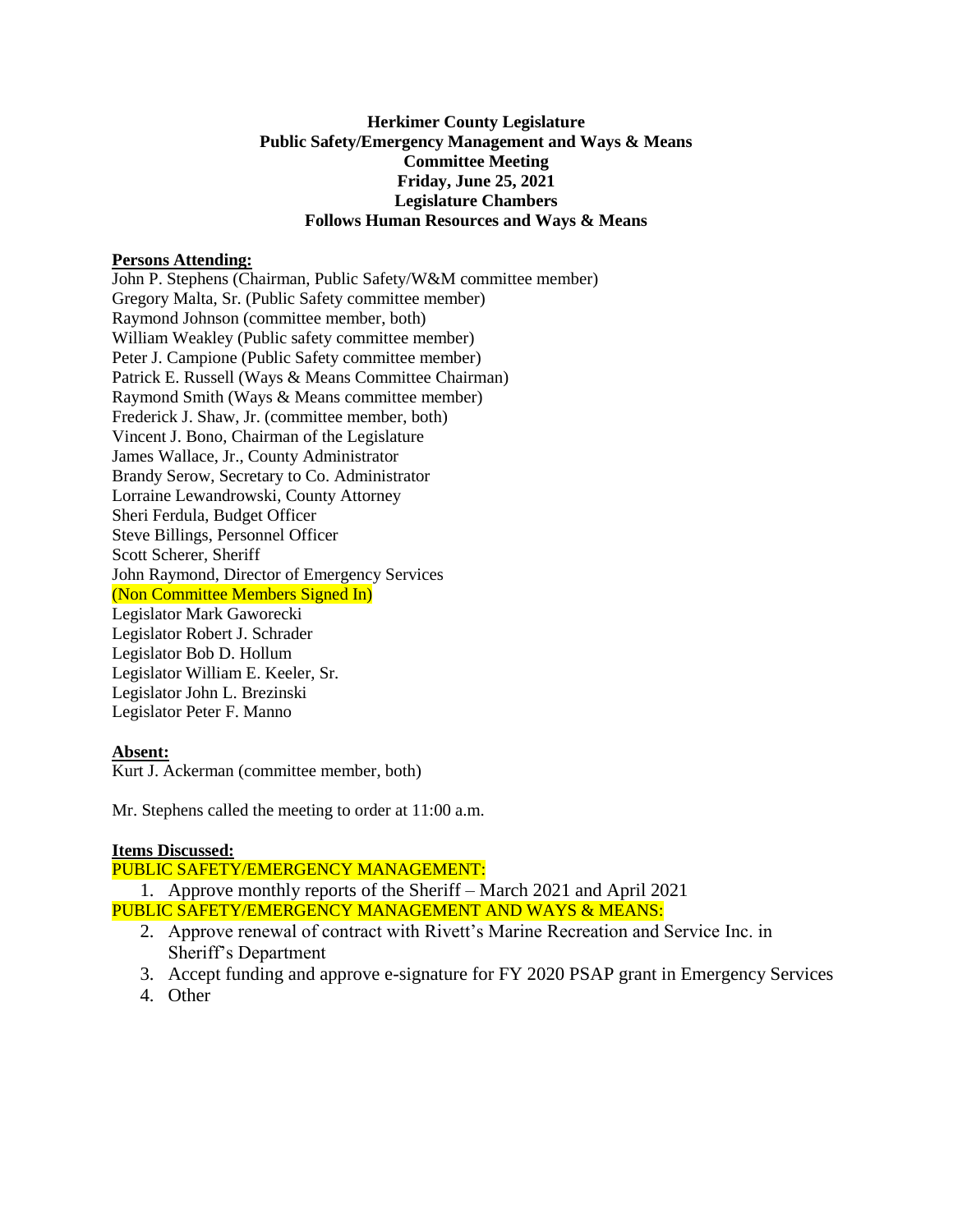**Herkimer County Legislature**
**Public Safety/Emergency Management and Ways & Means**
**Committee Meeting**
**Friday, June 25, 2021**
**Legislature Chambers**
**Follows Human Resources and Ways & Means**

**Persons Attending:**

John P. Stephens (Chairman, Public Safety/W&M committee member)
Gregory Malta, Sr. (Public Safety committee member)
Raymond Johnson (committee member, both)
William Weakley (Public safety committee member)
Peter J. Campione (Public Safety committee member)
Patrick E. Russell (Ways & Means Committee Chairman)
Raymond Smith (Ways & Means committee member)
Frederick J. Shaw, Jr. (committee member, both)
Vincent J. Bono, Chairman of the Legislature
James Wallace, Jr., County Administrator
Brandy Serow, Secretary to Co. Administrator
Lorraine Lewandrowski, County Attorney
Sheri Ferdula, Budget Officer
Steve Billings, Personnel Officer
Scott Scherer, Sheriff
John Raymond, Director of Emergency Services
(Non Committee Members Signed In)
Legislator Mark Gaworecki
Legislator Robert J. Schrader
Legislator Bob D. Hollum
Legislator William E. Keeler, Sr.
Legislator John L. Brezinski
Legislator Peter F. Manno

**Absent:**

Kurt J. Ackerman (committee member, both)

Mr. Stephens called the meeting to order at 11:00 a.m.

**Items Discussed:**

PUBLIC SAFETY/EMERGENCY MANAGEMENT:

1. Approve monthly reports of the Sheriff – March 2021 and April 2021

PUBLIC SAFETY/EMERGENCY MANAGEMENT AND WAYS & MEANS:

2. Approve renewal of contract with Rivett's Marine Recreation and Service Inc. in Sheriff's Department
3. Accept funding and approve e-signature for FY 2020 PSAP grant in Emergency Services
4. Other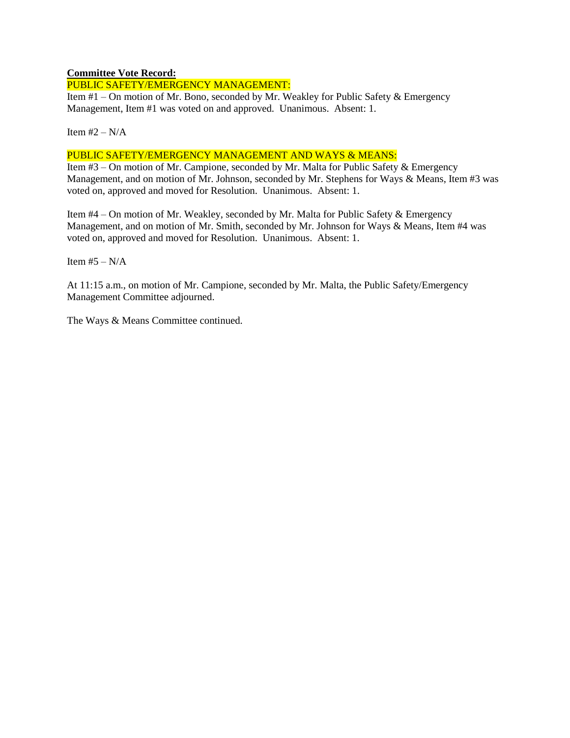**Committee Vote Record:**

PUBLIC SAFETY/EMERGENCY MANAGEMENT:

Item #1 – On motion of Mr. Bono, seconded by Mr. Weakley for Public Safety & Emergency Management, Item #1 was voted on and approved. Unanimous. Absent: 1.

Item #2 – N/A

PUBLIC SAFETY/EMERGENCY MANAGEMENT AND WAYS & MEANS:

Item #3 – On motion of Mr. Campione, seconded by Mr. Malta for Public Safety & Emergency Management, and on motion of Mr. Johnson, seconded by Mr. Stephens for Ways & Means, Item #3 was voted on, approved and moved for Resolution. Unanimous. Absent: 1.

Item #4 – On motion of Mr. Weakley, seconded by Mr. Malta for Public Safety & Emergency Management, and on motion of Mr. Smith, seconded by Mr. Johnson for Ways & Means, Item #4 was voted on, approved and moved for Resolution. Unanimous. Absent: 1.

Item #5 – N/A

At 11:15 a.m., on motion of Mr. Campione, seconded by Mr. Malta, the Public Safety/Emergency Management Committee adjourned.

The Ways & Means Committee continued.